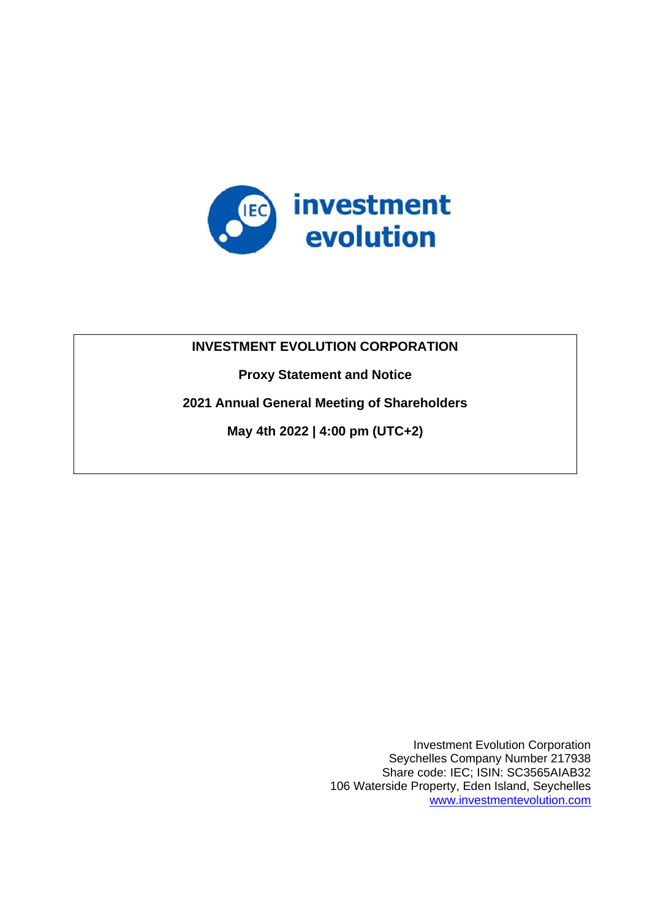investment evolution

**INVESTMENT EVOLUTION CORPORATION**

**Proxy Statement and Notice**

**2021 Annual General Meeting of Shareholders**

**May 4th 2022 | 4:00 pm (UTC+2)**

Investment Evolution Corporation
Seychelles Company Number 217938
Share code: IEC; ISIN: SC3565AIAB32
106 Waterside Property, Eden Island, Seychelles
www.investmentevolution.com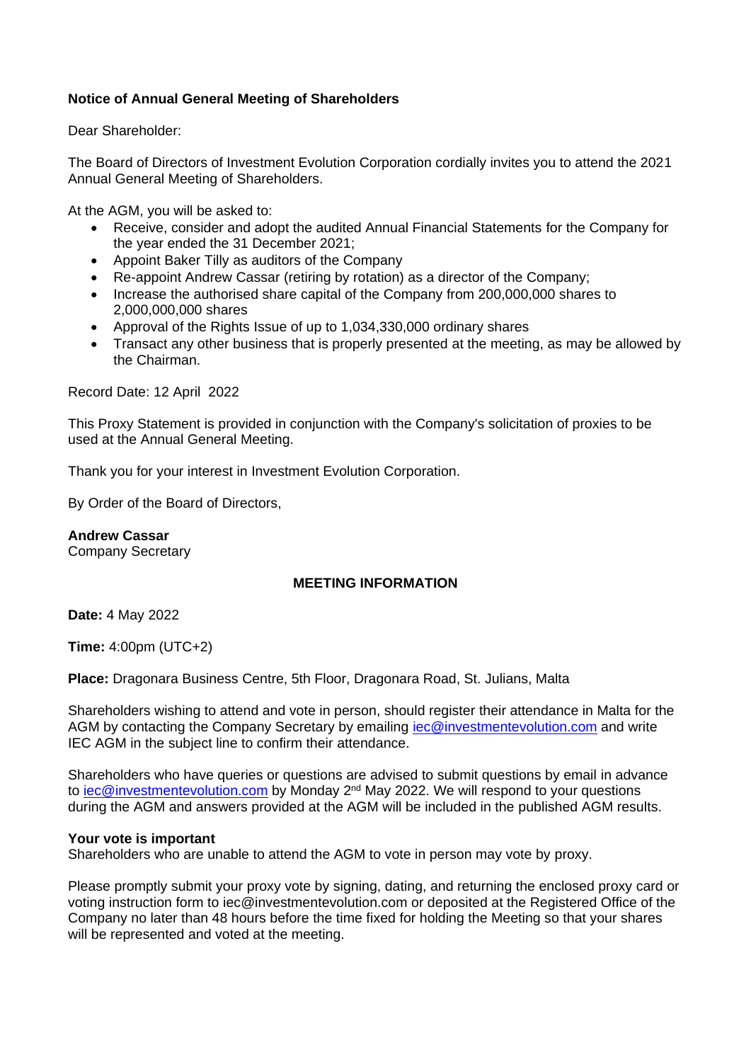**Notice of Annual General Meeting of Shareholders**

Dear Shareholder:

The Board of Directors of Investment Evolution Corporation cordially invites you to attend the 2021 Annual General Meeting of Shareholders.

At the AGM, you will be asked to:

- Receive, consider and adopt the audited Annual Financial Statements for the Company for the year ended the 31 December 2021;
- Appoint Baker Tilly as auditors of the Company
- Re-appoint Andrew Cassar (retiring by rotation) as a director of the Company;
- Increase the authorised share capital of the Company from 200,000,000 shares to 2,000,000,000 shares
- Approval of the Rights Issue of up to 1,034,330,000 ordinary shares
- Transact any other business that is properly presented at the meeting, as may be allowed by the Chairman.

Record Date: 12 April 2022

This Proxy Statement is provided in conjunction with the Company's solicitation of proxies to be used at the Annual General Meeting.

Thank you for your interest in Investment Evolution Corporation.

By Order of the Board of Directors,

**Andrew Cassar**
Company Secretary

**MEETING INFORMATION**

**Date:** 4 May 2022

**Time:** 4:00pm (UTC+2)

**Place:** Dragonara Business Centre, 5th Floor, Dragonara Road, St. Julians, Malta

Shareholders wishing to attend and vote in person, should register their attendance in Malta for the AGM by contacting the Company Secretary by emailing iec@investmentevolution.com and write IEC AGM in the subject line to confirm their attendance.

Shareholders who have queries or questions are advised to submit questions by email in advance to iec@investmentevolution.com by Monday 2nd May 2022. We will respond to your questions during the AGM and answers provided at the AGM will be included in the published AGM results.

**Your vote is important**
Shareholders who are unable to attend the AGM to vote in person may vote by proxy.

Please promptly submit your proxy vote by signing, dating, and returning the enclosed proxy card or voting instruction form to iec@investmentevolution.com or deposited at the Registered Office of the Company no later than 48 hours before the time fixed for holding the Meeting so that your shares will be represented and voted at the meeting.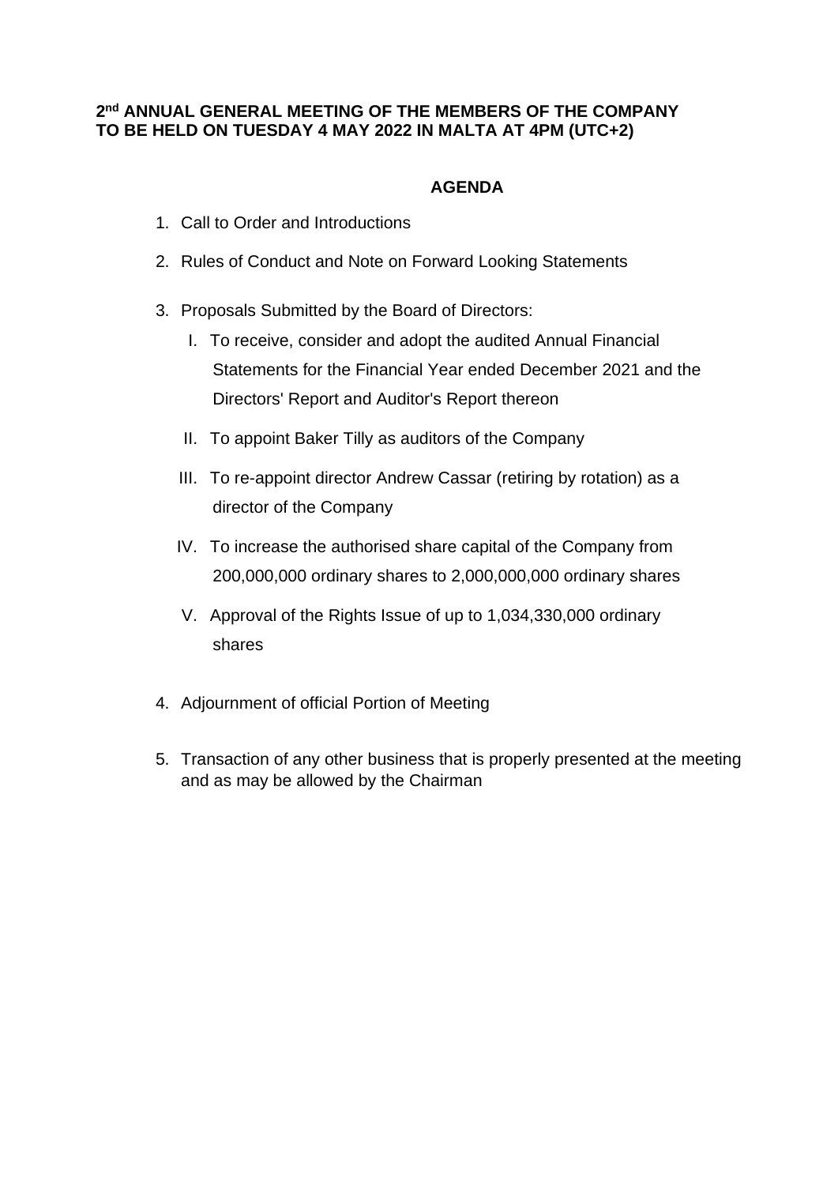**2nd ANNUAL GENERAL MEETING OF THE MEMBERS OF THE COMPANY TO BE HELD ON TUESDAY 4 MAY 2022 IN MALTA AT 4PM (UTC+2)**

## AGENDA

1. Call to Order and Introductions
2. Rules of Conduct and Note on Forward Looking Statements
3. Proposals Submitted by the Board of Directors:
   I. To receive, consider and adopt the audited Annual Financial Statements for the Financial Year ended December 2021 and the Directors' Report and Auditor's Report thereon
   II. To appoint Baker Tilly as auditors of the Company
   III. To re-appoint director Andrew Cassar (retiring by rotation) as a director of the Company
   IV. To increase the authorised share capital of the Company from 200,000,000 ordinary shares to 2,000,000,000 ordinary shares
   V. Approval of the Rights Issue of up to 1,034,330,000 ordinary shares
4. Adjournment of official Portion of Meeting
5. Transaction of any other business that is properly presented at the meeting and as may be allowed by the Chairman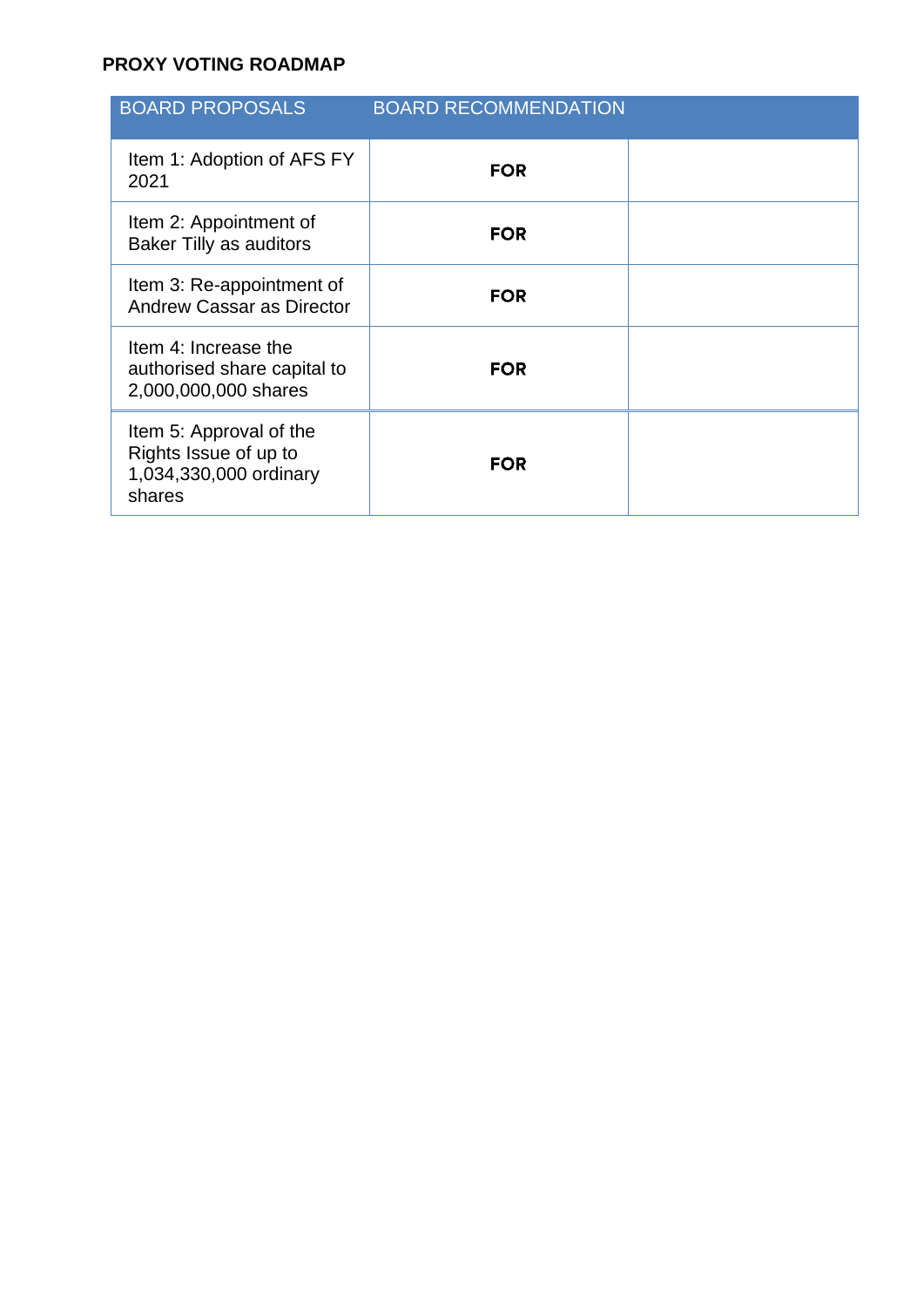**PROXY VOTING ROADMAP**

| BOARD PROPOSALS | BOARD RECOMMENDATION | |
|---|---|---|
| Item 1: Adoption of AFS FY 2021 | **FOR** | |
| Item 2: Appointment of Baker Tilly as auditors | **FOR** | |
| Item 3: Re-appointment of Andrew Cassar as Director | **FOR** | |
| Item 4: Increase the authorised share capital to 2,000,000,000 shares | **FOR** | |
| Item 5: Approval of the Rights Issue of up to 1,034,330,000 ordinary shares | **FOR** | |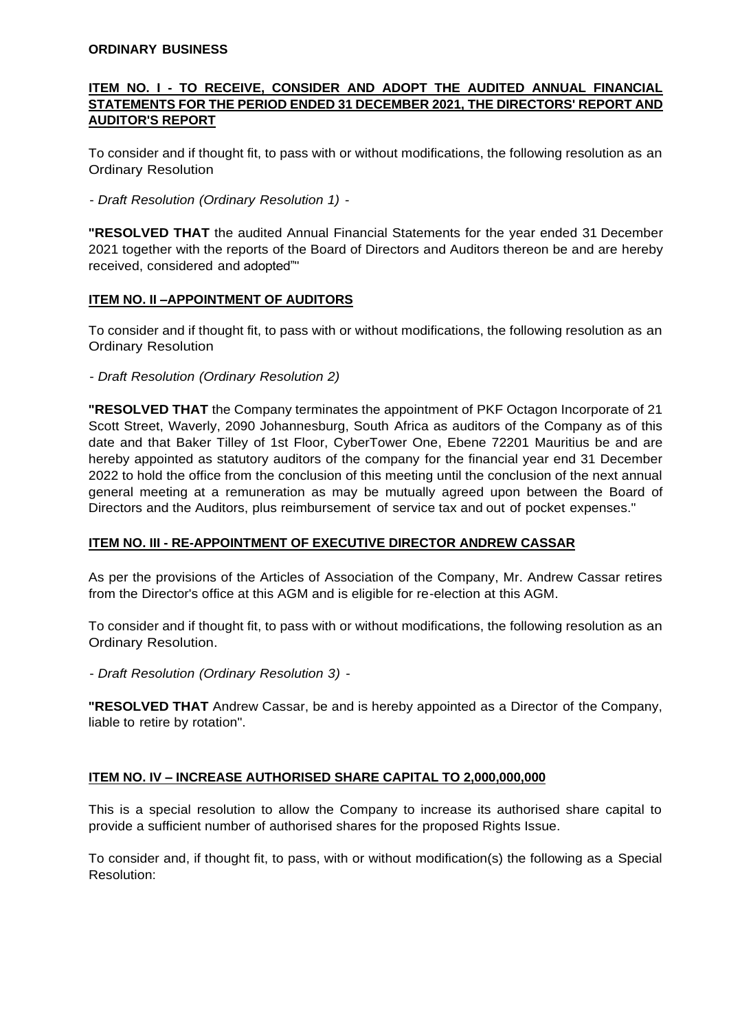**ORDINARY BUSINESS**

**ITEM NO. I - TO RECEIVE, CONSIDER AND ADOPT THE AUDITED ANNUAL FINANCIAL STATEMENTS FOR THE PERIOD ENDED 31 DECEMBER 2021, THE DIRECTORS' REPORT AND AUDITOR'S REPORT**

To consider and if thought fit, to pass with or without modifications, the following resolution as an Ordinary Resolution

*- Draft Resolution (Ordinary Resolution 1) -*

**"RESOLVED THAT** the audited Annual Financial Statements for the year ended 31 December 2021 together with the reports of the Board of Directors and Auditors thereon be and are hereby received, considered and adopted""

**ITEM NO. II –APPOINTMENT OF AUDITORS**

To consider and if thought fit, to pass with or without modifications, the following resolution as an Ordinary Resolution

*- Draft Resolution (Ordinary Resolution 2)*

**"RESOLVED THAT** the Company terminates the appointment of PKF Octagon Incorporate of 21 Scott Street, Waverly, 2090 Johannesburg, South Africa as auditors of the Company as of this date and that Baker Tilley of 1st Floor, CyberTower One, Ebene 72201 Mauritius be and are hereby appointed as statutory auditors of the company for the financial year end 31 December 2022 to hold the office from the conclusion of this meeting until the conclusion of the next annual general meeting at a remuneration as may be mutually agreed upon between the Board of Directors and the Auditors, plus reimbursement of service tax and out of pocket expenses."

**ITEM NO. III - RE-APPOINTMENT OF EXECUTIVE DIRECTOR ANDREW CASSAR**

As per the provisions of the Articles of Association of the Company, Mr. Andrew Cassar retires from the Director's office at this AGM and is eligible for re-election at this AGM.

To consider and if thought fit, to pass with or without modifications, the following resolution as an Ordinary Resolution.

*- Draft Resolution (Ordinary Resolution 3) -*

**"RESOLVED THAT** Andrew Cassar, be and is hereby appointed as a Director of the Company, liable to retire by rotation".

**ITEM NO. IV – INCREASE AUTHORISED SHARE CAPITAL TO 2,000,000,000**

This is a special resolution to allow the Company to increase its authorised share capital to provide a sufficient number of authorised shares for the proposed Rights Issue.

To consider and, if thought fit, to pass, with or without modification(s) the following as a Special Resolution: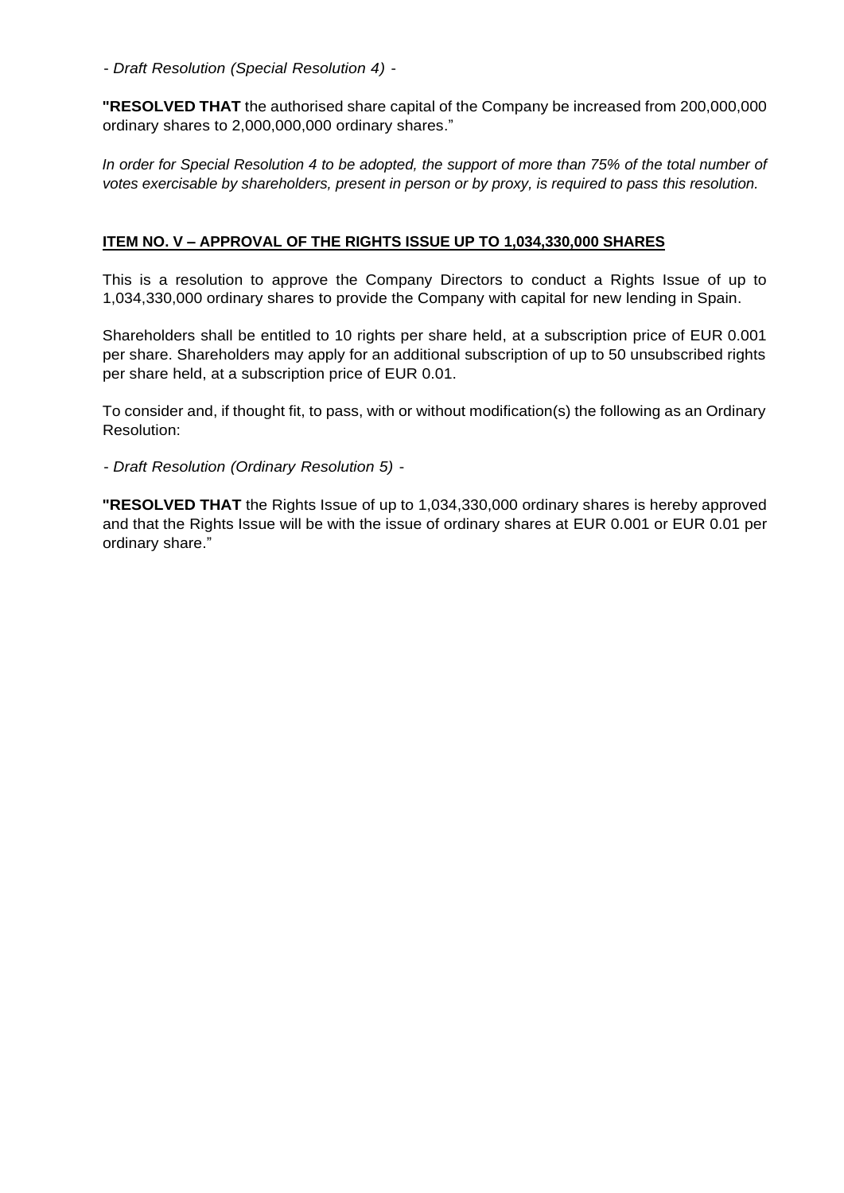*- Draft Resolution (Special Resolution 4) -*

**"RESOLVED THAT** the authorised share capital of the Company be increased from 200,000,000 ordinary shares to 2,000,000,000 ordinary shares."

*In order for Special Resolution 4 to be adopted, the support of more than 75% of the total number of votes exercisable by shareholders, present in person or by proxy, is required to pass this resolution.*

## ITEM NO. V – APPROVAL OF THE RIGHTS ISSUE UP TO 1,034,330,000 SHARES

This is a resolution to approve the Company Directors to conduct a Rights Issue of up to 1,034,330,000 ordinary shares to provide the Company with capital for new lending in Spain.

Shareholders shall be entitled to 10 rights per share held, at a subscription price of EUR 0.001 per share. Shareholders may apply for an additional subscription of up to 50 unsubscribed rights per share held, at a subscription price of EUR 0.01.

To consider and, if thought fit, to pass, with or without modification(s) the following as an Ordinary Resolution:

*- Draft Resolution (Ordinary Resolution 5) -*

**"RESOLVED THAT** the Rights Issue of up to 1,034,330,000 ordinary shares is hereby approved and that the Rights Issue will be with the issue of ordinary shares at EUR 0.001 or EUR 0.01 per ordinary share."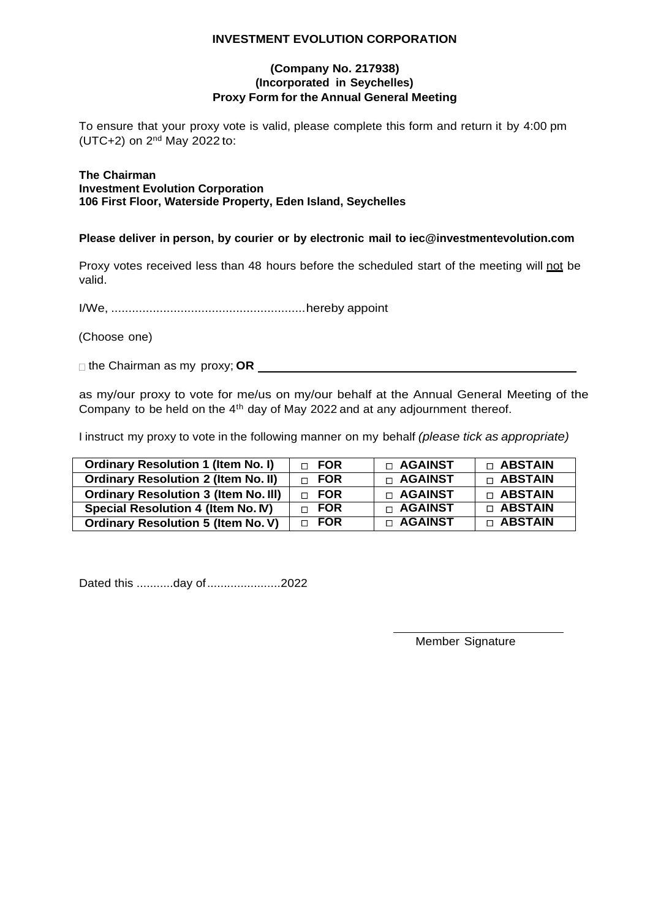**INVESTMENT EVOLUTION CORPORATION**

**(Company No. 217938)**
**(Incorporated in Seychelles)**
**Proxy Form for the Annual General Meeting**

To ensure that your proxy vote is valid, please complete this form and return it by 4:00 pm (UTC+2) on 2nd May 2022 to:

**The Chairman**
**Investment Evolution Corporation**
**106 First Floor, Waterside Property, Eden Island, Seychelles**

**Please deliver in person, by courier or by electronic mail to iec@investmentevolution.com**

Proxy votes received less than 48 hours before the scheduled start of the meeting will not be valid.

I/We, ........................................................hereby appoint

(Choose one)

□ the Chairman as my proxy; **OR** ____________________________________________

as my/our proxy to vote for me/us on my/our behalf at the Annual General Meeting of the Company to be held on the 4th day of May 2022 and at any adjournment thereof.

I instruct my proxy to vote in the following manner on my behalf *(please tick as appropriate)*

| | | | |
|---|---|---|---|
| **Ordinary Resolution 1 (Item No. I)** | □ **FOR** | □ **AGAINST** | □ **ABSTAIN** |
| **Ordinary Resolution 2 (Item No. II)** | □ **FOR** | □ **AGAINST** | □ **ABSTAIN** |
| **Ordinary Resolution 3 (Item No. III)** | □ **FOR** | □ **AGAINST** | □ **ABSTAIN** |
| **Special Resolution 4 (Item No. IV)** | □ **FOR** | □ **AGAINST** | □ **ABSTAIN** |
| **Ordinary Resolution 5 (Item No. V)** | □ **FOR** | □ **AGAINST** | □ **ABSTAIN** |

Dated this ...........day of.....................2022

______________________________
Member Signature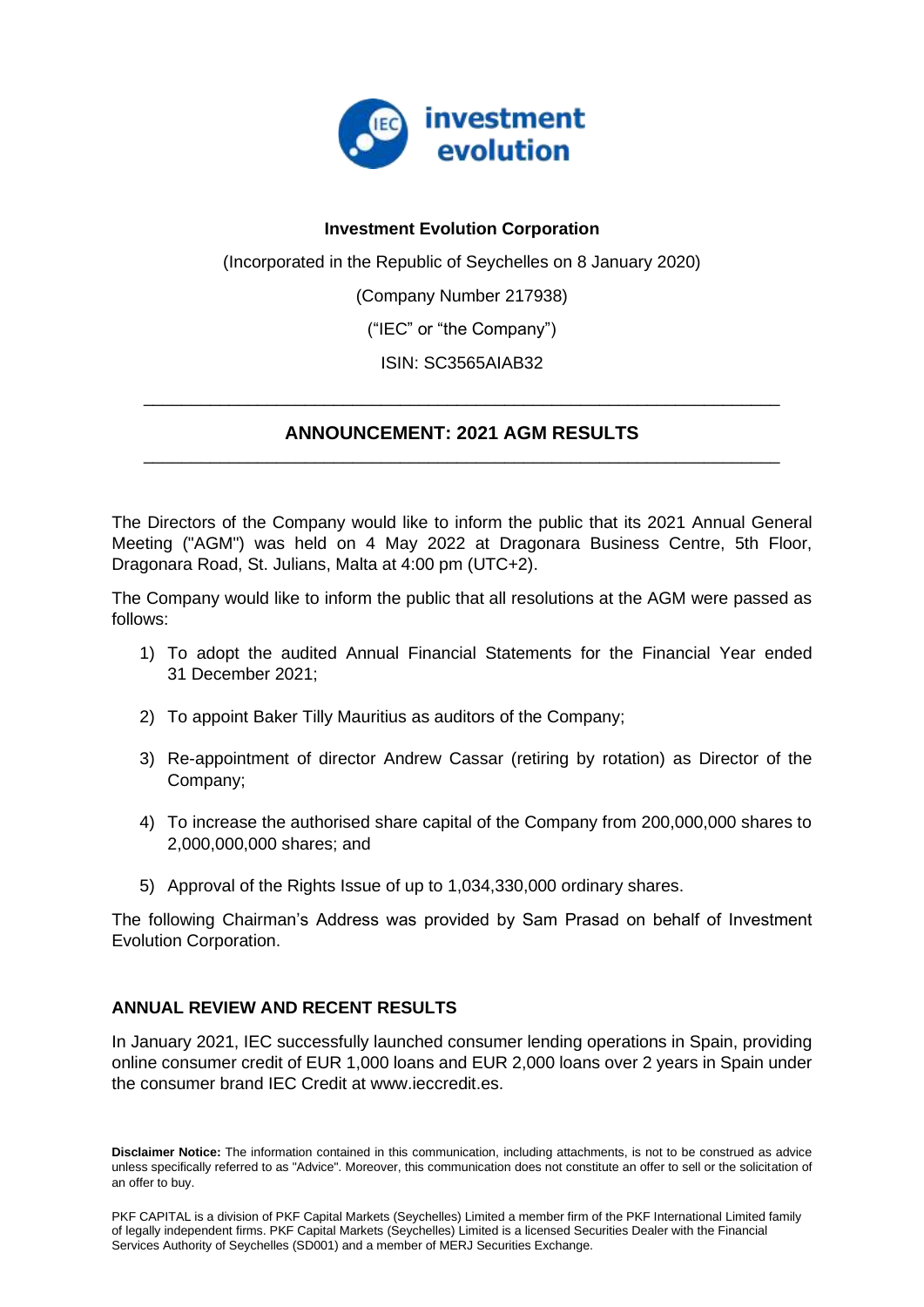**Investment Evolution Corporation**

(Incorporated in the Republic of Seychelles on 8 January 2020)

(Company Number 217938)

("IEC" or "the Company")

ISIN: SC3565AIAB32

---

## ANNOUNCEMENT: 2021 AGM RESULTS

---

The Directors of the Company would like to inform the public that its 2021 Annual General Meeting ("AGM") was held on 4 May 2022 at Dragonara Business Centre, 5th Floor, Dragonara Road, St. Julians, Malta at 4:00 pm (UTC+2).

The Company would like to inform the public that all resolutions at the AGM were passed as follows:

1) To adopt the audited Annual Financial Statements for the Financial Year ended 31 December 2021;

2) To appoint Baker Tilly Mauritius as auditors of the Company;

3) Re-appointment of director Andrew Cassar (retiring by rotation) as Director of the Company;

4) To increase the authorised share capital of the Company from 200,000,000 shares to 2,000,000,000 shares; and

5) Approval of the Rights Issue of up to 1,034,330,000 ordinary shares.

The following Chairman's Address was provided by Sam Prasad on behalf of Investment Evolution Corporation.

### ANNUAL REVIEW AND RECENT RESULTS

In January 2021, IEC successfully launched consumer lending operations in Spain, providing online consumer credit of EUR 1,000 loans and EUR 2,000 loans over 2 years in Spain under the consumer brand IEC Credit at www.ieccredit.es.

**Disclaimer Notice:** The information contained in this communication, including attachments, is not to be construed as advice unless specifically referred to as "Advice". Moreover, this communication does not constitute an offer to sell or the solicitation of an offer to buy.

PKF CAPITAL is a division of PKF Capital Markets (Seychelles) Limited a member firm of the PKF International Limited family of legally independent firms. PKF Capital Markets (Seychelles) Limited is a licensed Securities Dealer with the Financial Services Authority of Seychelles (SD001) and a member of MERJ Securities Exchange.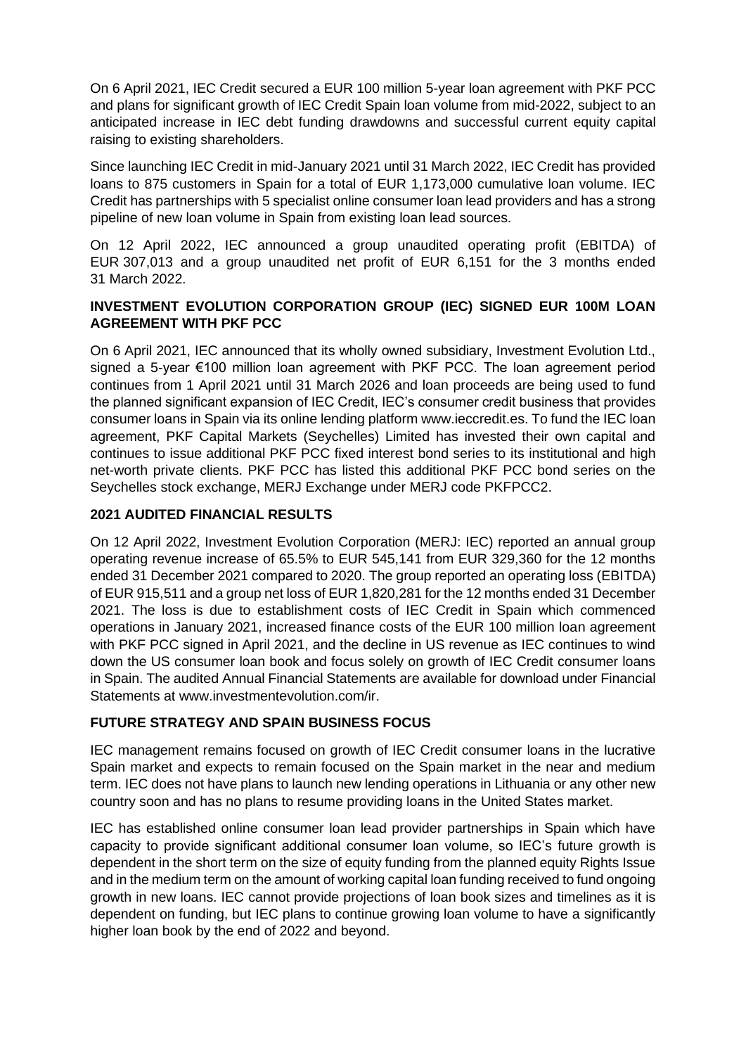On 6 April 2021, IEC Credit secured a EUR 100 million 5-year loan agreement with PKF PCC and plans for significant growth of IEC Credit Spain loan volume from mid-2022, subject to an anticipated increase in IEC debt funding drawdowns and successful current equity capital raising to existing shareholders.

Since launching IEC Credit in mid-January 2021 until 31 March 2022, IEC Credit has provided loans to 875 customers in Spain for a total of EUR 1,173,000 cumulative loan volume. IEC Credit has partnerships with 5 specialist online consumer loan lead providers and has a strong pipeline of new loan volume in Spain from existing loan lead sources.

On 12 April 2022, IEC announced a group unaudited operating profit (EBITDA) of EUR 307,013 and a group unaudited net profit of EUR 6,151 for the 3 months ended 31 March 2022.

**INVESTMENT EVOLUTION CORPORATION GROUP (IEC) SIGNED EUR 100M LOAN AGREEMENT WITH PKF PCC**

On 6 April 2021, IEC announced that its wholly owned subsidiary, Investment Evolution Ltd., signed a 5-year €100 million loan agreement with PKF PCC. The loan agreement period continues from 1 April 2021 until 31 March 2026 and loan proceeds are being used to fund the planned significant expansion of IEC Credit, IEC's consumer credit business that provides consumer loans in Spain via its online lending platform www.ieccredit.es. To fund the IEC loan agreement, PKF Capital Markets (Seychelles) Limited has invested their own capital and continues to issue additional PKF PCC fixed interest bond series to its institutional and high net-worth private clients. PKF PCC has listed this additional PKF PCC bond series on the Seychelles stock exchange, MERJ Exchange under MERJ code PKFPCC2.

**2021 AUDITED FINANCIAL RESULTS**

On 12 April 2022, Investment Evolution Corporation (MERJ: IEC) reported an annual group operating revenue increase of 65.5% to EUR 545,141 from EUR 329,360 for the 12 months ended 31 December 2021 compared to 2020. The group reported an operating loss (EBITDA) of EUR 915,511 and a group net loss of EUR 1,820,281 for the 12 months ended 31 December 2021. The loss is due to establishment costs of IEC Credit in Spain which commenced operations in January 2021, increased finance costs of the EUR 100 million loan agreement with PKF PCC signed in April 2021, and the decline in US revenue as IEC continues to wind down the US consumer loan book and focus solely on growth of IEC Credit consumer loans in Spain. The audited Annual Financial Statements are available for download under Financial Statements at www.investmentevolution.com/ir.

**FUTURE STRATEGY AND SPAIN BUSINESS FOCUS**

IEC management remains focused on growth of IEC Credit consumer loans in the lucrative Spain market and expects to remain focused on the Spain market in the near and medium term. IEC does not have plans to launch new lending operations in Lithuania or any other new country soon and has no plans to resume providing loans in the United States market.

IEC has established online consumer loan lead provider partnerships in Spain which have capacity to provide significant additional consumer loan volume, so IEC's future growth is dependent in the short term on the size of equity funding from the planned equity Rights Issue and in the medium term on the amount of working capital loan funding received to fund ongoing growth in new loans. IEC cannot provide projections of loan book sizes and timelines as it is dependent on funding, but IEC plans to continue growing loan volume to have a significantly higher loan book by the end of 2022 and beyond.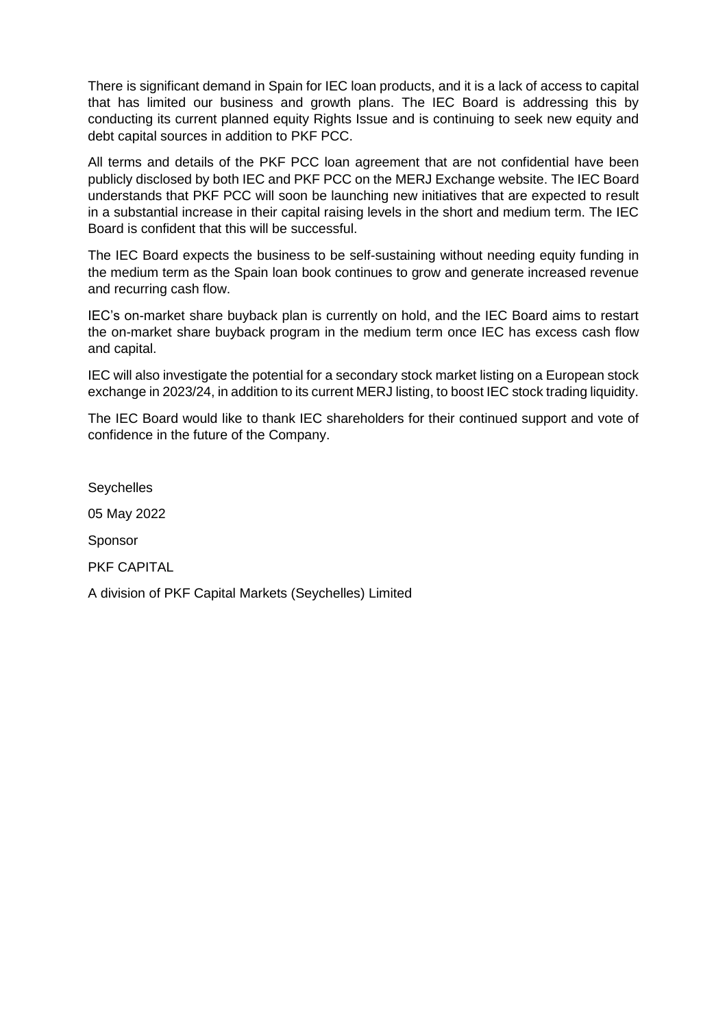There is significant demand in Spain for IEC loan products, and it is a lack of access to capital that has limited our business and growth plans. The IEC Board is addressing this by conducting its current planned equity Rights Issue and is continuing to seek new equity and debt capital sources in addition to PKF PCC.

All terms and details of the PKF PCC loan agreement that are not confidential have been publicly disclosed by both IEC and PKF PCC on the MERJ Exchange website. The IEC Board understands that PKF PCC will soon be launching new initiatives that are expected to result in a substantial increase in their capital raising levels in the short and medium term. The IEC Board is confident that this will be successful.

The IEC Board expects the business to be self-sustaining without needing equity funding in the medium term as the Spain loan book continues to grow and generate increased revenue and recurring cash flow.

IEC's on-market share buyback plan is currently on hold, and the IEC Board aims to restart the on-market share buyback program in the medium term once IEC has excess cash flow and capital.

IEC will also investigate the potential for a secondary stock market listing on a European stock exchange in 2023/24, in addition to its current MERJ listing, to boost IEC stock trading liquidity.

The IEC Board would like to thank IEC shareholders for their continued support and vote of confidence in the future of the Company.

Seychelles

05 May 2022

Sponsor

PKF CAPITAL

A division of PKF Capital Markets (Seychelles) Limited